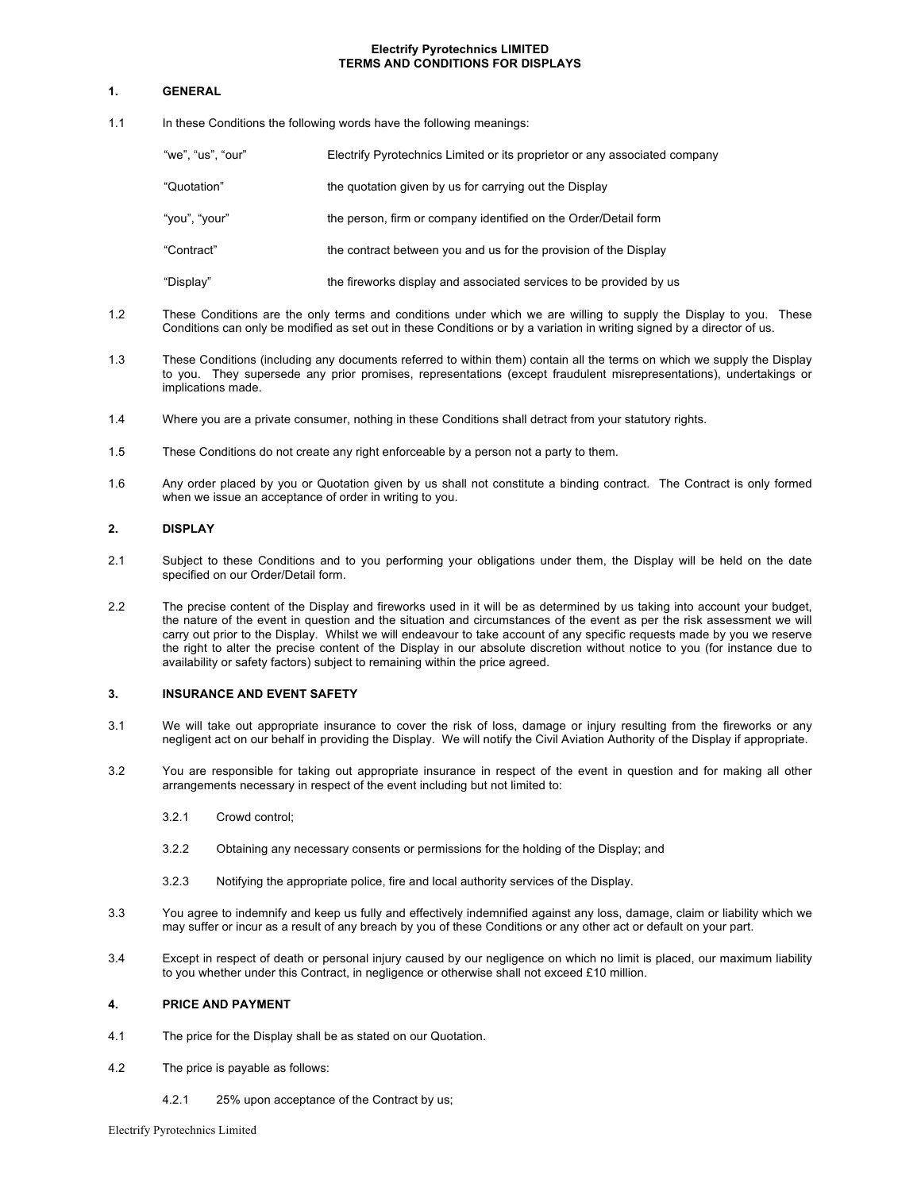# Electrify Pyrotechnics LIMITED
# TERMS AND CONDITIONS FOR DISPLAYS

## 1. GENERAL

1.1 In these Conditions the following words have the following meanings:

| | |
|---|---|
| "we", "us", "our" | Electrify Pyrotechnics Limited or its proprietor or any associated company |
| "Quotation" | the quotation given by us for carrying out the Display |
| "you", "your" | the person, firm or company identified on the Order/Detail form |
| "Contract" | the contract between you and us for the provision of the Display |
| "Display" | the fireworks display and associated services to be provided by us |

1.2 These Conditions are the only terms and conditions under which we are willing to supply the Display to you. These Conditions can only be modified as set out in these Conditions or by a variation in writing signed by a director of us.

1.3 These Conditions (including any documents referred to within them) contain all the terms on which we supply the Display to you. They supersede any prior promises, representations (except fraudulent misrepresentations), undertakings or implications made.

1.4 Where you are a private consumer, nothing in these Conditions shall detract from your statutory rights.

1.5 These Conditions do not create any right enforceable by a person not a party to them.

1.6 Any order placed by you or Quotation given by us shall not constitute a binding contract. The Contract is only formed when we issue an acceptance of order in writing to you.

## 2. DISPLAY

2.1 Subject to these Conditions and to you performing your obligations under them, the Display will be held on the date specified on our Order/Detail form.

2.2 The precise content of the Display and fireworks used in it will be as determined by us taking into account your budget, the nature of the event in question and the situation and circumstances of the event as per the risk assessment we will carry out prior to the Display. Whilst we will endeavour to take account of any specific requests made by you we reserve the right to alter the precise content of the Display in our absolute discretion without notice to you (for instance due to availability or safety factors) subject to remaining within the price agreed.

## 3. INSURANCE AND EVENT SAFETY

3.1 We will take out appropriate insurance to cover the risk of loss, damage or injury resulting from the fireworks or any negligent act on our behalf in providing the Display. We will notify the Civil Aviation Authority of the Display if appropriate.

3.2 You are responsible for taking out appropriate insurance in respect of the event in question and for making all other arrangements necessary in respect of the event including but not limited to:

- 3.2.1 Crowd control;
- 3.2.2 Obtaining any necessary consents or permissions for the holding of the Display; and
- 3.2.3 Notifying the appropriate police, fire and local authority services of the Display.

3.3 You agree to indemnify and keep us fully and effectively indemnified against any loss, damage, claim or liability which we may suffer or incur as a result of any breach by you of these Conditions or any other act or default on your part.

3.4 Except in respect of death or personal injury caused by our negligence on which no limit is placed, our maximum liability to you whether under this Contract, in negligence or otherwise shall not exceed £10 million.

## 4. PRICE AND PAYMENT

4.1 The price for the Display shall be as stated on our Quotation.

4.2 The price is payable as follows:

- 4.2.1 25% upon acceptance of the Contract by us;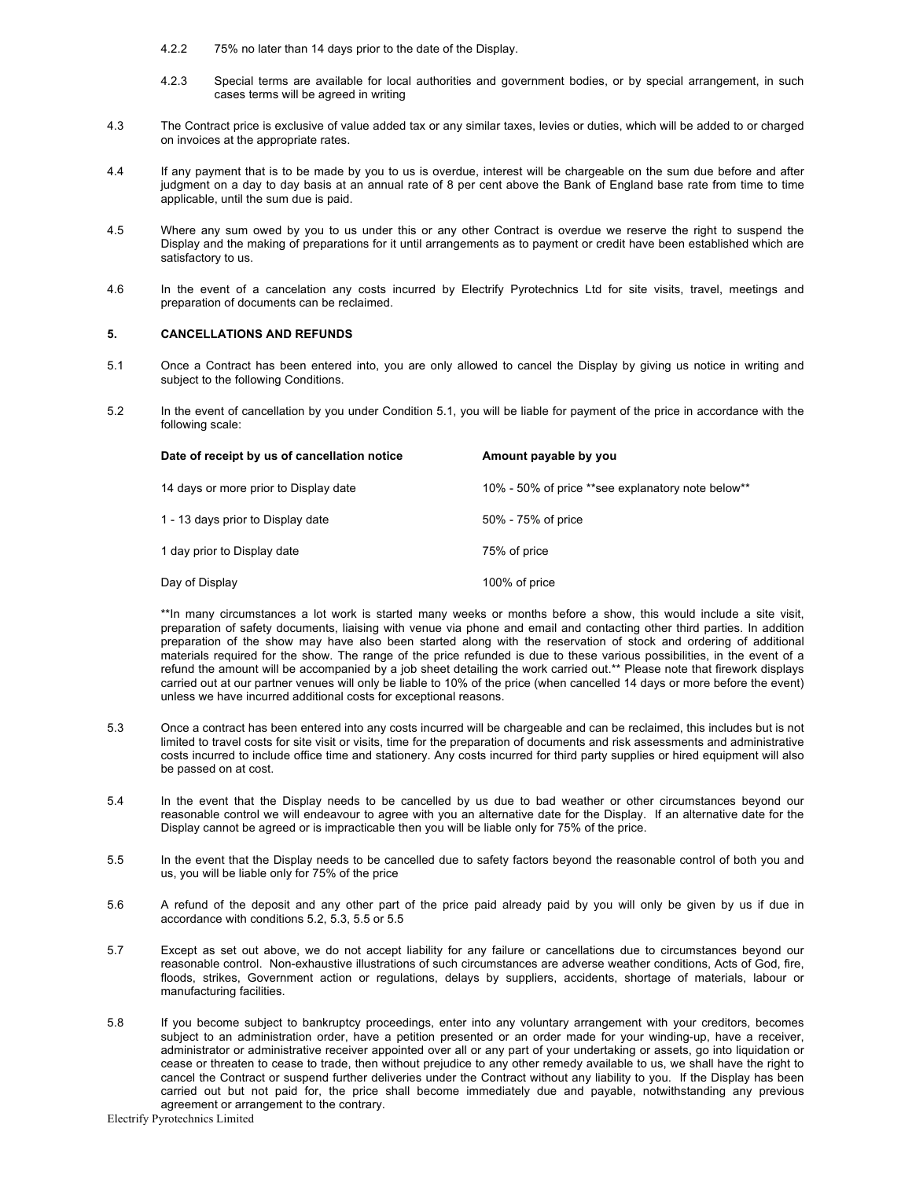4.2.2 75% no later than 14 days prior to the date of the Display.

4.2.3 Special terms are available for local authorities and government bodies, or by special arrangement, in such cases terms will be agreed in writing

4.3 The Contract price is exclusive of value added tax or any similar taxes, levies or duties, which will be added to or charged on invoices at the appropriate rates.

4.4 If any payment that is to be made by you to us is overdue, interest will be chargeable on the sum due before and after judgment on a day to day basis at an annual rate of 8 per cent above the Bank of England base rate from time to time applicable, until the sum due is paid.

4.5 Where any sum owed by you to us under this or any other Contract is overdue we reserve the right to suspend the Display and the making of preparations for it until arrangements as to payment or credit have been established which are satisfactory to us.

4.6 In the event of a cancelation any costs incurred by Electrify Pyrotechnics Ltd for site visits, travel, meetings and preparation of documents can be reclaimed.

**5. CANCELLATIONS AND REFUNDS**

5.1 Once a Contract has been entered into, you are only allowed to cancel the Display by giving us notice in writing and subject to the following Conditions.

5.2 In the event of cancellation by you under Condition 5.1, you will be liable for payment of the price in accordance with the following scale:

| Date of receipt by us of cancellation notice | Amount payable by you |
|---|---|
| 14 days or more prior to Display date | 10% - 50% of price **see explanatory note below** |
| 1 - 13 days prior to Display date | 50% - 75% of price |
| 1 day prior to Display date | 75% of price |
| Day of Display | 100% of price |

**In many circumstances a lot work is started many weeks or months before a show, this would include a site visit, preparation of safety documents, liaising with venue via phone and email and contacting other third parties. In addition preparation of the show may have also been started along with the reservation of stock and ordering of additional materials required for the show. The range of the price refunded is due to these various possibilities, in the event of a refund the amount will be accompanied by a job sheet detailing the work carried out.** Please note that firework displays carried out at our partner venues will only be liable to 10% of the price (when cancelled 14 days or more before the event) unless we have incurred additional costs for exceptional reasons.

5.3 Once a contract has been entered into any costs incurred will be chargeable and can be reclaimed, this includes but is not limited to travel costs for site visit or visits, time for the preparation of documents and risk assessments and administrative costs incurred to include office time and stationery. Any costs incurred for third party supplies or hired equipment will also be passed on at cost.

5.4 In the event that the Display needs to be cancelled by us due to bad weather or other circumstances beyond our reasonable control we will endeavour to agree with you an alternative date for the Display. If an alternative date for the Display cannot be agreed or is impracticable then you will be liable only for 75% of the price.

5.5 In the event that the Display needs to be cancelled due to safety factors beyond the reasonable control of both you and us, you will be liable only for 75% of the price

5.6 A refund of the deposit and any other part of the price paid already paid by you will only be given by us if due in accordance with conditions 5.2, 5.3, 5.5 or 5.5

5.7 Except as set out above, we do not accept liability for any failure or cancellations due to circumstances beyond our reasonable control. Non-exhaustive illustrations of such circumstances are adverse weather conditions, Acts of God, fire, floods, strikes, Government action or regulations, delays by suppliers, accidents, shortage of materials, labour or manufacturing facilities.

5.8 If you become subject to bankruptcy proceedings, enter into any voluntary arrangement with your creditors, becomes subject to an administration order, have a petition presented or an order made for your winding-up, have a receiver, administrator or administrative receiver appointed over all or any part of your undertaking or assets, go into liquidation or cease or threaten to cease to trade, then without prejudice to any other remedy available to us, we shall have the right to cancel the Contract or suspend further deliveries under the Contract without any liability to you. If the Display has been carried out but not paid for, the price shall become immediately due and payable, notwithstanding any previous agreement or arrangement to the contrary.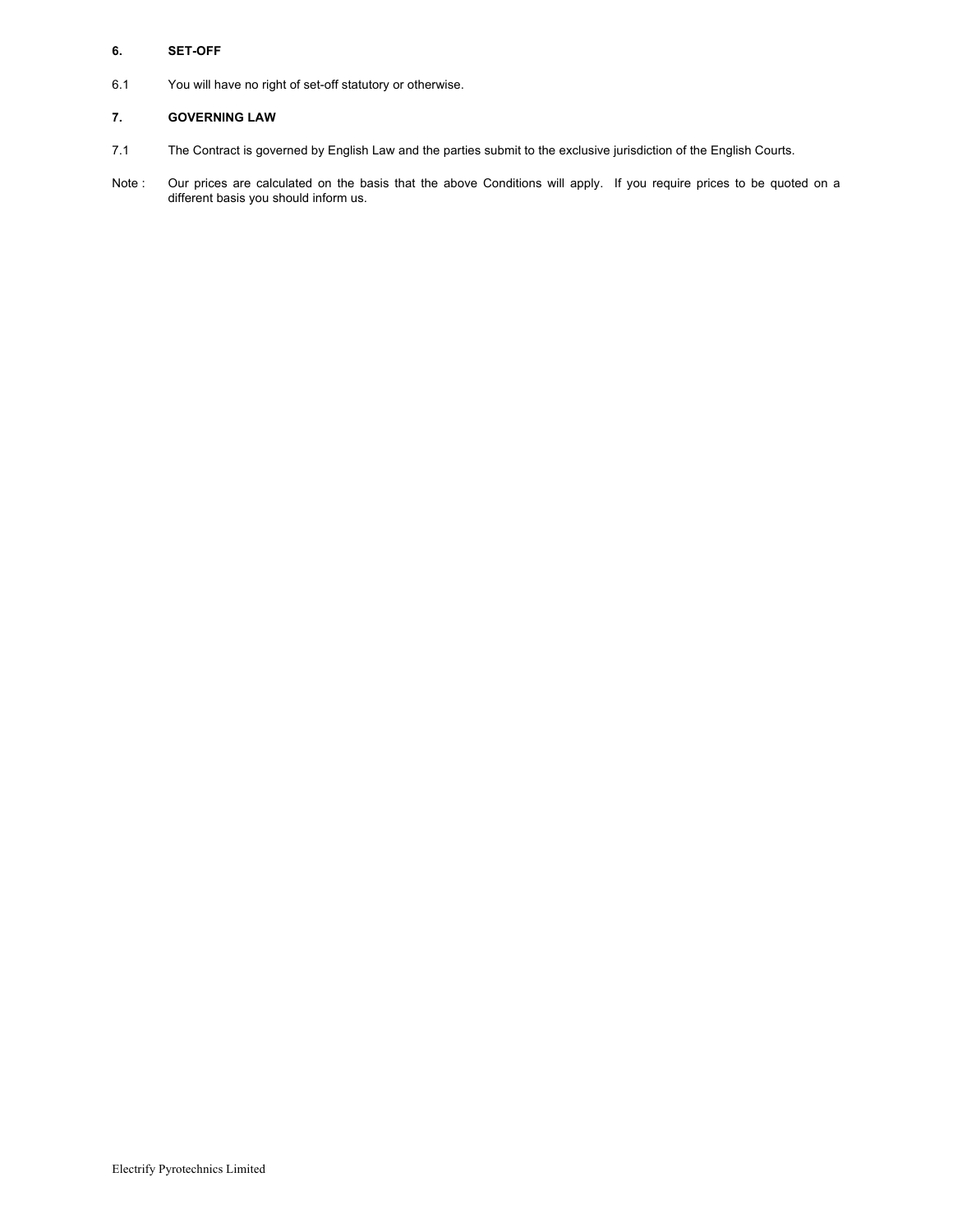## 6. SET-OFF

6.1 You will have no right of set-off statutory or otherwise.

## 7. GOVERNING LAW

7.1 The Contract is governed by English Law and the parties submit to the exclusive jurisdiction of the English Courts.

Note : Our prices are calculated on the basis that the above Conditions will apply. If you require prices to be quoted on a different basis you should inform us.